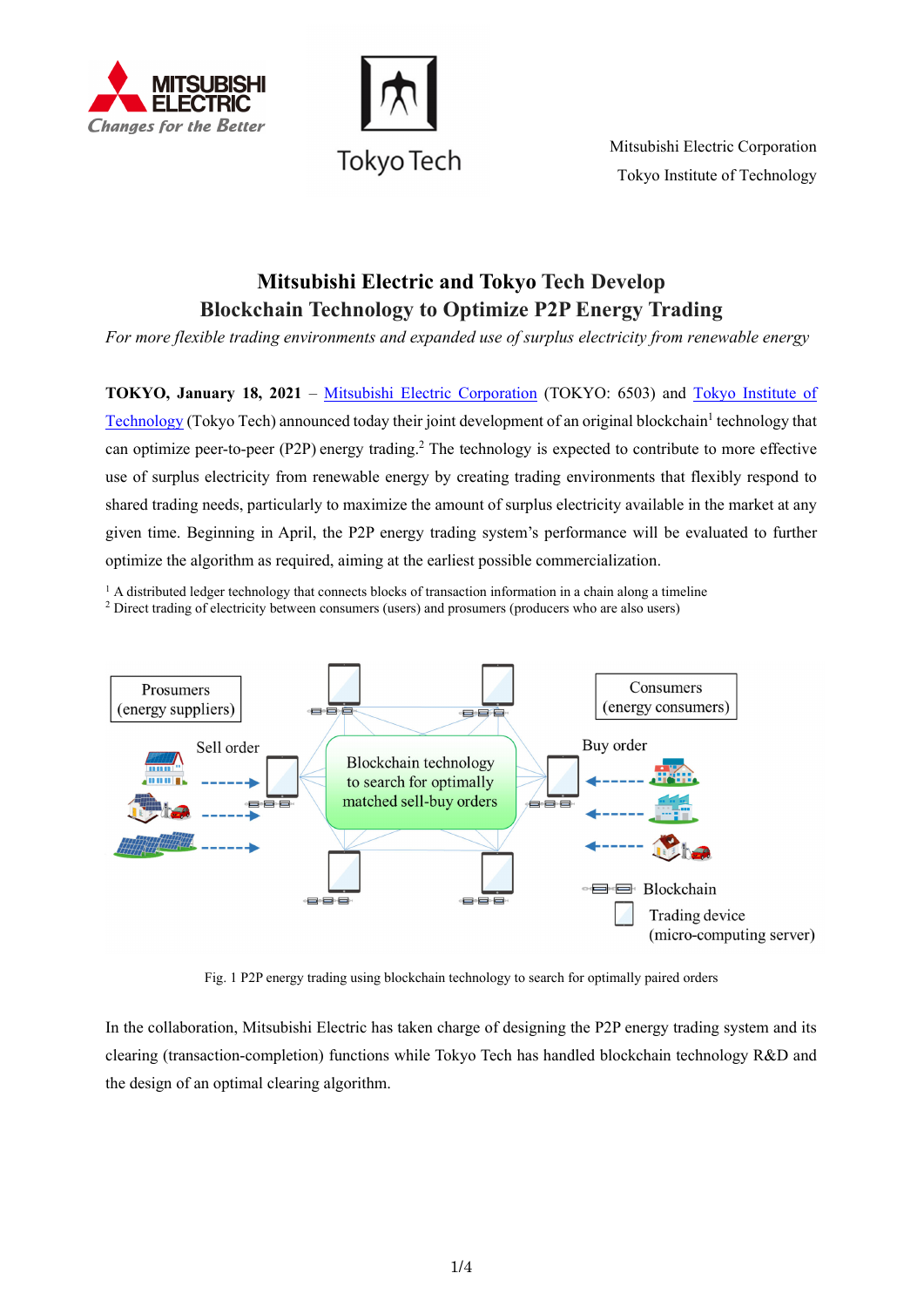Mitsubishi Electric Corporation
Tokyo Institute of Technology

# Mitsubishi Electric and Tokyo Tech Develop Blockchain Technology to Optimize P2P Energy Trading

*For more flexible trading environments and expanded use of surplus electricity from renewable energy*

**TOKYO, January 18, 2021** – Mitsubishi Electric Corporation (TOKYO: 6503) and Tokyo Institute of Technology (Tokyo Tech) announced today their joint development of an original blockchain[1] technology that can optimize peer-to-peer (P2P) energy trading.[2] The technology is expected to contribute to more effective use of surplus electricity from renewable energy by creating trading environments that flexibly respond to shared trading needs, particularly to maximize the amount of surplus electricity available in the market at any given time. Beginning in April, the P2P energy trading system's performance will be evaluated to further optimize the algorithm as required, aiming at the earliest possible commercialization.

[1] A distributed ledger technology that connects blocks of transaction information in a chain along a timeline
[2] Direct trading of electricity between consumers (users) and prosumers (producers who are also users)

Fig. 1 P2P energy trading using blockchain technology to search for optimally paired orders

In the collaboration, Mitsubishi Electric has taken charge of designing the P2P energy trading system and its clearing (transaction-completion) functions while Tokyo Tech has handled blockchain technology R&D and the design of an optimal clearing algorithm.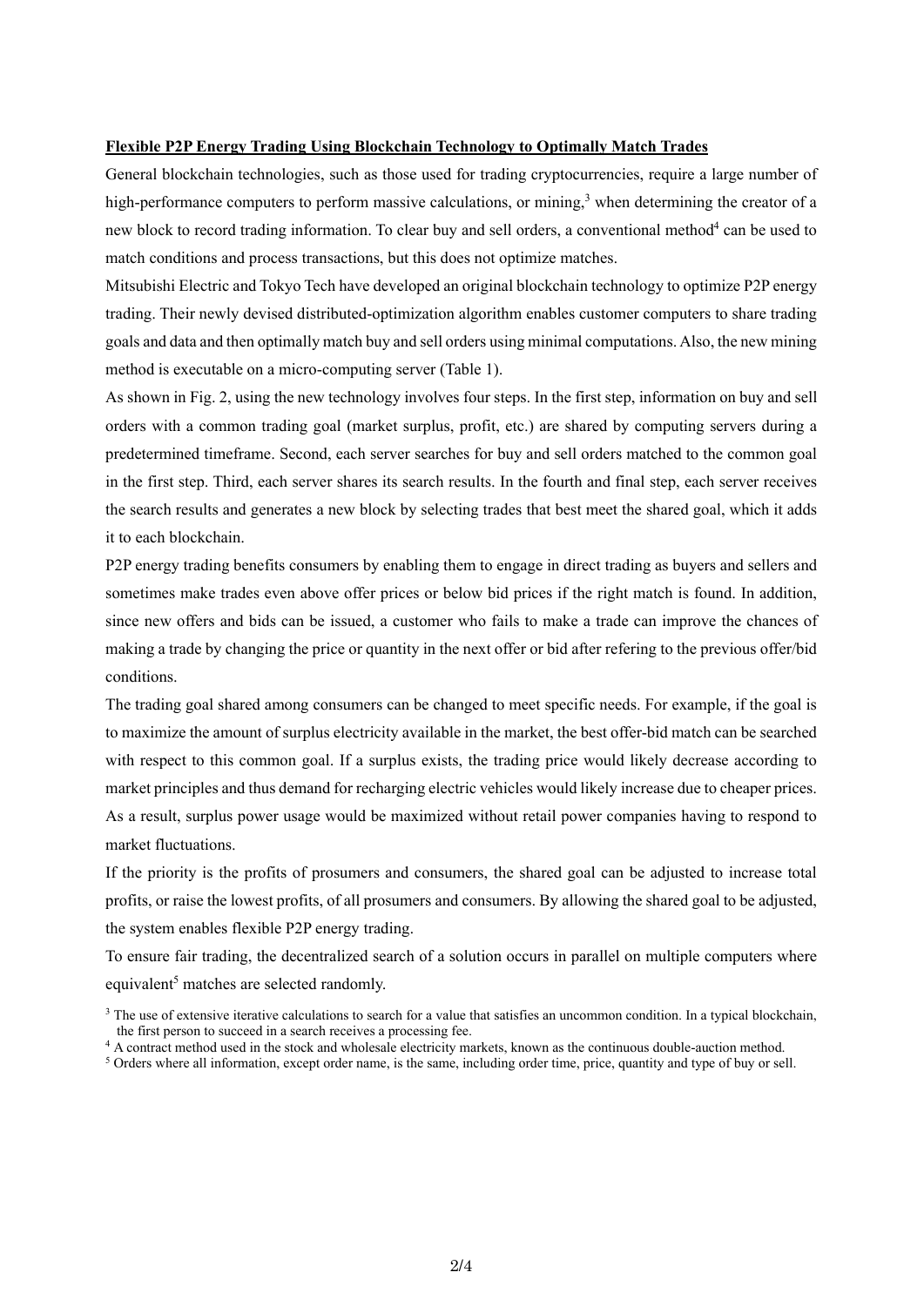**Flexible P2P Energy Trading Using Blockchain Technology to Optimally Match Trades**

General blockchain technologies, such as those used for trading cryptocurrencies, require a large number of high-performance computers to perform massive calculations, or mining,[3] when determining the creator of a new block to record trading information. To clear buy and sell orders, a conventional method[4] can be used to match conditions and process transactions, but this does not optimize matches.

Mitsubishi Electric and Tokyo Tech have developed an original blockchain technology to optimize P2P energy trading. Their newly devised distributed-optimization algorithm enables customer computers to share trading goals and data and then optimally match buy and sell orders using minimal computations. Also, the new mining method is executable on a micro-computing server (Table 1).

As shown in Fig. 2, using the new technology involves four steps. In the first step, information on buy and sell orders with a common trading goal (market surplus, profit, etc.) are shared by computing servers during a predetermined timeframe. Second, each server searches for buy and sell orders matched to the common goal in the first step. Third, each server shares its search results. In the fourth and final step, each server receives the search results and generates a new block by selecting trades that best meet the shared goal, which it adds it to each blockchain.

P2P energy trading benefits consumers by enabling them to engage in direct trading as buyers and sellers and sometimes make trades even above offer prices or below bid prices if the right match is found. In addition, since new offers and bids can be issued, a customer who fails to make a trade can improve the chances of making a trade by changing the price or quantity in the next offer or bid after refering to the previous offer/bid conditions.

The trading goal shared among consumers can be changed to meet specific needs. For example, if the goal is to maximize the amount of surplus electricity available in the market, the best offer-bid match can be searched with respect to this common goal. If a surplus exists, the trading price would likely decrease according to market principles and thus demand for recharging electric vehicles would likely increase due to cheaper prices. As a result, surplus power usage would be maximized without retail power companies having to respond to market fluctuations.

If the priority is the profits of prosumers and consumers, the shared goal can be adjusted to increase total profits, or raise the lowest profits, of all prosumers and consumers. By allowing the shared goal to be adjusted, the system enables flexible P2P energy trading.

To ensure fair trading, the decentralized search of a solution occurs in parallel on multiple computers where equivalent[5] matches are selected randomly.

[3] The use of extensive iterative calculations to search for a value that satisfies an uncommon condition. In a typical blockchain, the first person to succeed in a search receives a processing fee.

[4] A contract method used in the stock and wholesale electricity markets, known as the continuous double-auction method.

[5] Orders where all information, except order name, is the same, including order time, price, quantity and type of buy or sell.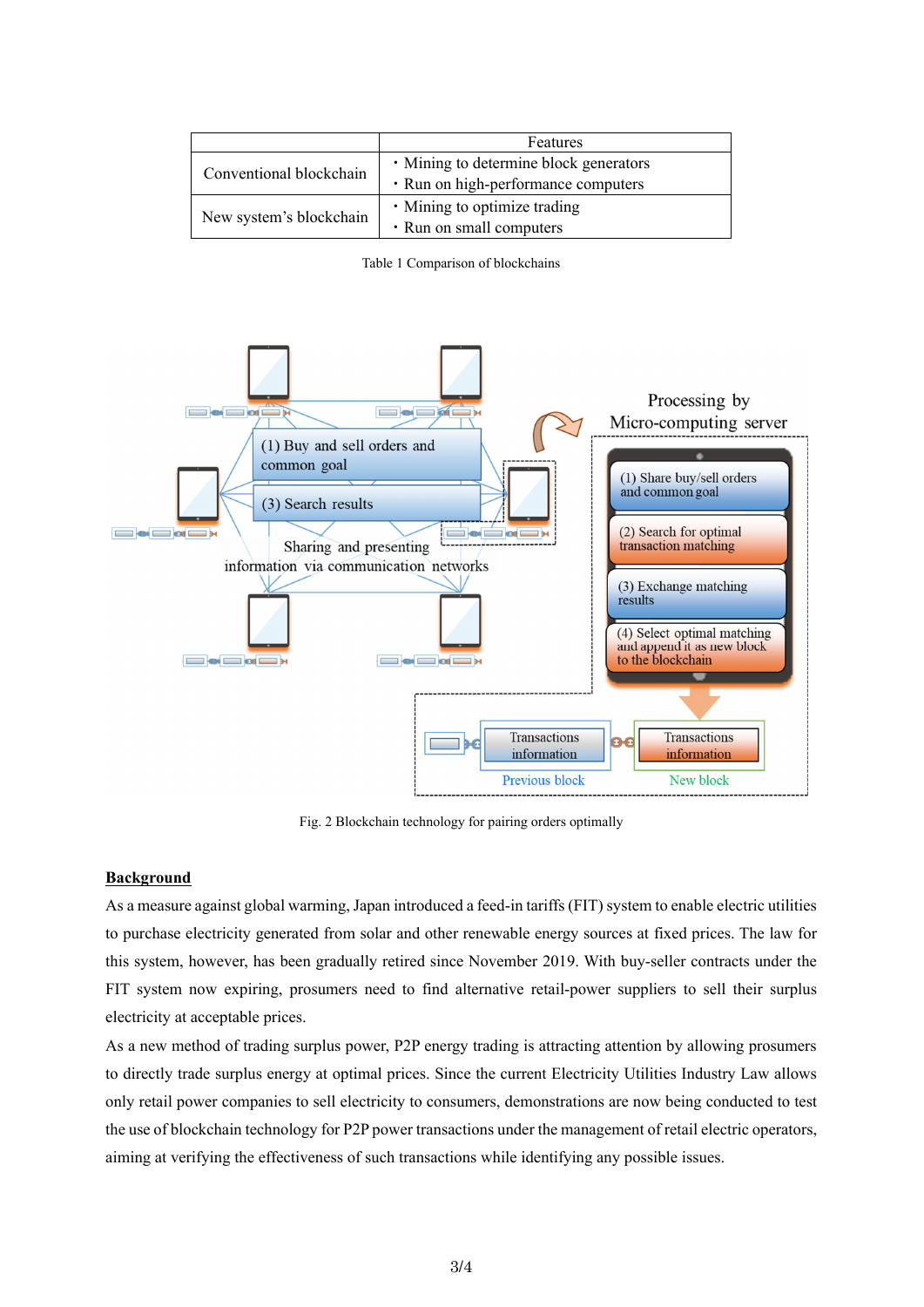|  | Features |
| --- | --- |
| Conventional blockchain | ・Mining to determine block generators<br>・Run on high-performance computers |
| New system's blockchain | ・Mining to optimize trading<br>・Run on small computers |

Table 1 Comparison of blockchains

Fig. 2 Blockchain technology for pairing orders optimally

## Background

As a measure against global warming, Japan introduced a feed-in tariffs (FIT) system to enable electric utilities to purchase electricity generated from solar and other renewable energy sources at fixed prices. The law for this system, however, has been gradually retired since November 2019. With buy-seller contracts under the FIT system now expiring, prosumers need to find alternative retail-power suppliers to sell their surplus electricity at acceptable prices.

As a new method of trading surplus power, P2P energy trading is attracting attention by allowing prosumers to directly trade surplus energy at optimal prices. Since the current Electricity Utilities Industry Law allows only retail power companies to sell electricity to consumers, demonstrations are now being conducted to test the use of blockchain technology for P2P power transactions under the management of retail electric operators, aiming at verifying the effectiveness of such transactions while identifying any possible issues.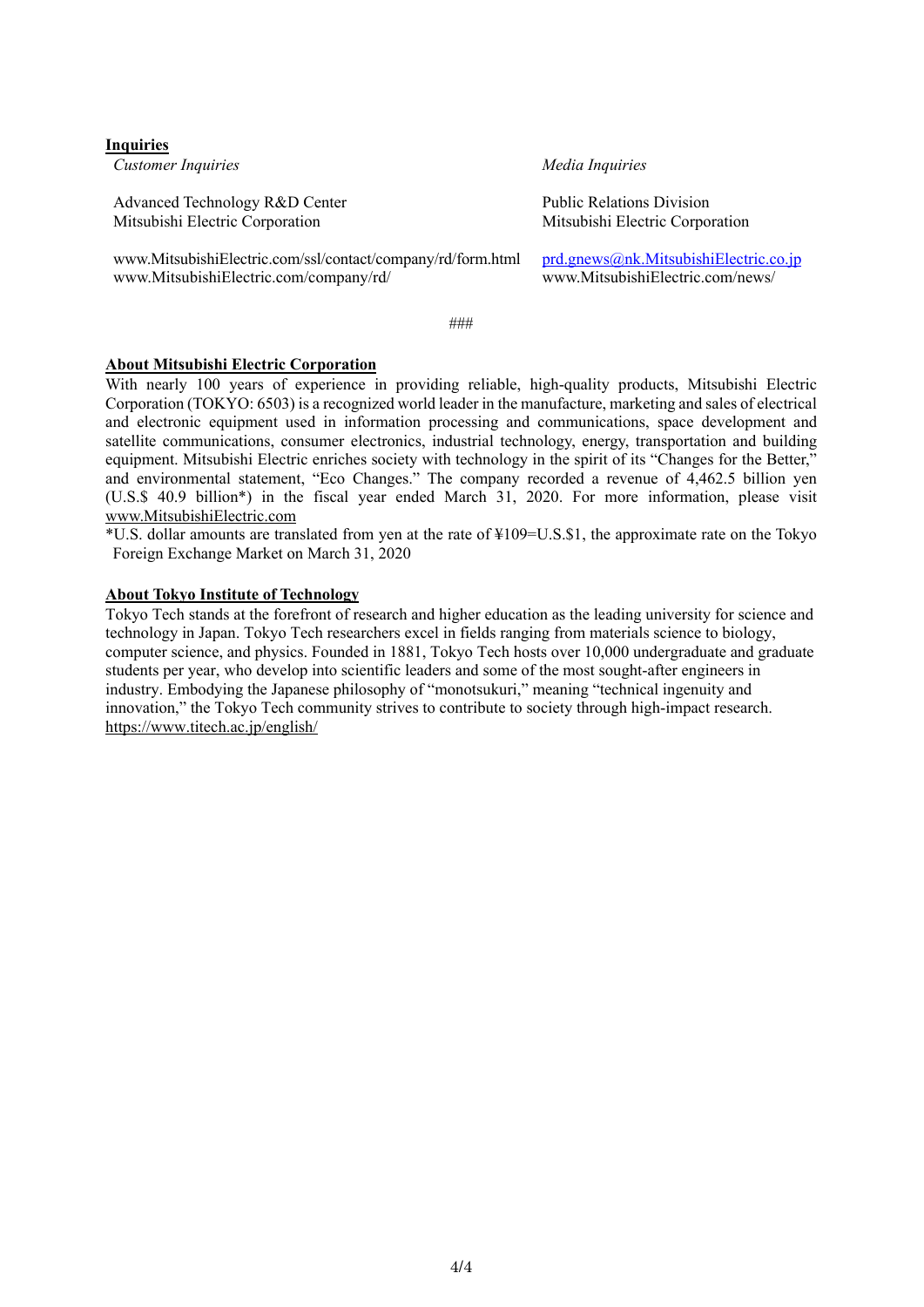**Inquiries**

*Customer Inquiries*

Advanced Technology R&D Center
Mitsubishi Electric Corporation

www.MitsubishiElectric.com/ssl/contact/company/rd/form.html
www.MitsubishiElectric.com/company/rd/

*Media Inquiries*

Public Relations Division
Mitsubishi Electric Corporation

prd.gnews@nk.MitsubishiElectric.co.jp
www.MitsubishiElectric.com/news/

###

**About Mitsubishi Electric Corporation**

With nearly 100 years of experience in providing reliable, high-quality products, Mitsubishi Electric Corporation (TOKYO: 6503) is a recognized world leader in the manufacture, marketing and sales of electrical and electronic equipment used in information processing and communications, space development and satellite communications, consumer electronics, industrial technology, energy, transportation and building equipment. Mitsubishi Electric enriches society with technology in the spirit of its "Changes for the Better," and environmental statement, "Eco Changes." The company recorded a revenue of 4,462.5 billion yen (U.S.$ 40.9 billion*) in the fiscal year ended March 31, 2020. For more information, please visit www.MitsubishiElectric.com

*U.S. dollar amounts are translated from yen at the rate of ¥109=U.S.$1, the approximate rate on the Tokyo Foreign Exchange Market on March 31, 2020

**About Tokyo Institute of Technology**

Tokyo Tech stands at the forefront of research and higher education as the leading university for science and technology in Japan. Tokyo Tech researchers excel in fields ranging from materials science to biology, computer science, and physics. Founded in 1881, Tokyo Tech hosts over 10,000 undergraduate and graduate students per year, who develop into scientific leaders and some of the most sought-after engineers in industry. Embodying the Japanese philosophy of "monotsukuri," meaning "technical ingenuity and innovation," the Tokyo Tech community strives to contribute to society through high-impact research.
https://www.titech.ac.jp/english/